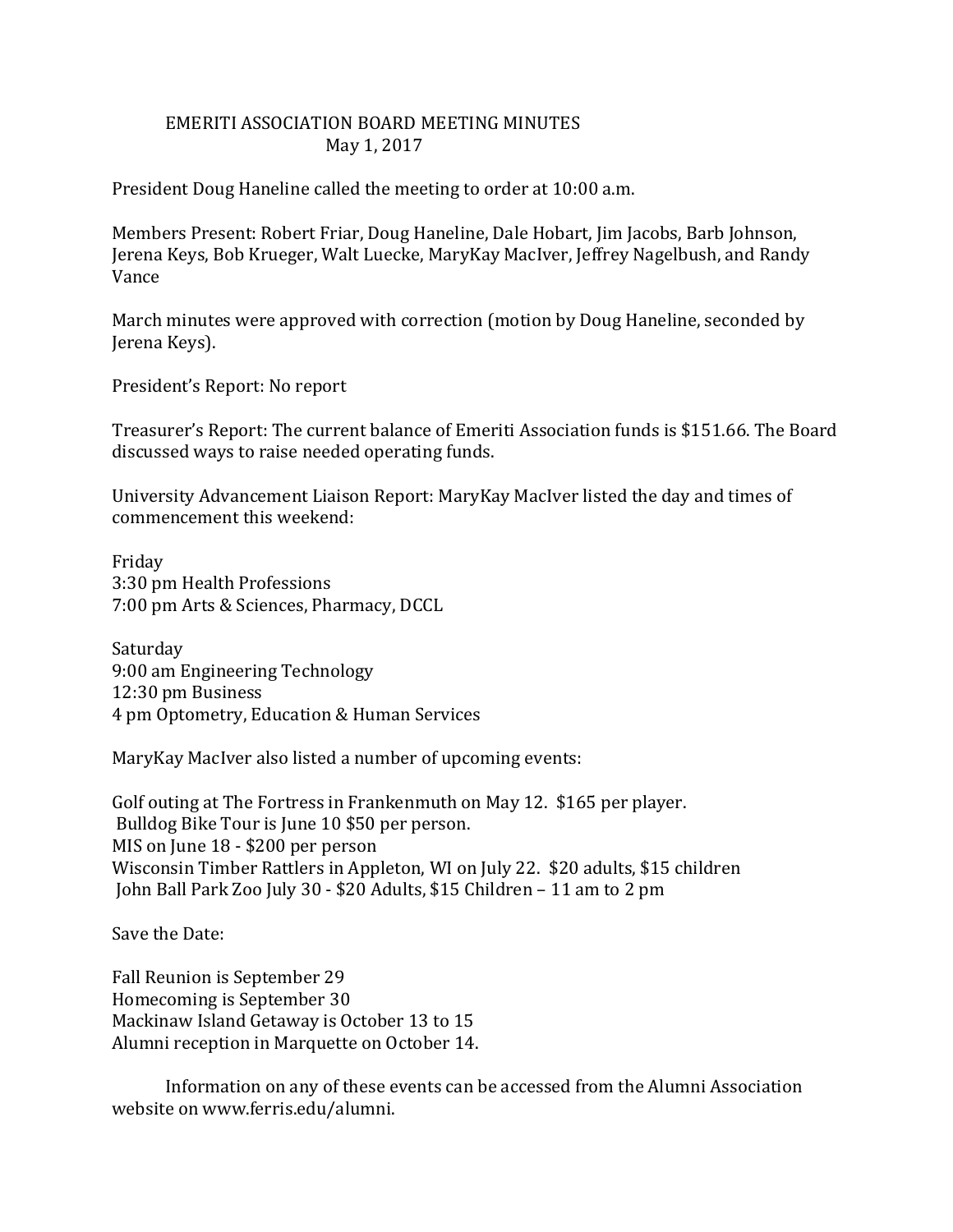# EMERITI ASSOCIATION BOARD MEETING MINUTES
May 1, 2017

President Doug Haneline called the meeting to order at 10:00 a.m.

Members Present: Robert Friar, Doug Haneline, Dale Hobart, Jim Jacobs, Barb Johnson, Jerena Keys, Bob Krueger, Walt Luecke, MaryKay MacIver, Jeffrey Nagelbush, and Randy Vance

March minutes were approved with correction (motion by Doug Haneline, seconded by Jerena Keys).

President's Report: No report

Treasurer's Report: The current balance of Emeriti Association funds is $151.66. The Board discussed ways to raise needed operating funds.

University Advancement Liaison Report: MaryKay MacIver listed the day and times of commencement this weekend:

Friday
3:30 pm Health Professions
7:00 pm Arts & Sciences, Pharmacy, DCCL

Saturday
9:00 am Engineering Technology
12:30 pm Business
4 pm Optometry, Education & Human Services

MaryKay MacIver also listed a number of upcoming events:

Golf outing at The Fortress in Frankenmuth on May 12. $165 per player.
Bulldog Bike Tour is June 10 $50 per person.
MIS on June 18 - $200 per person
Wisconsin Timber Rattlers in Appleton, WI on July 22. $20 adults, $15 children
John Ball Park Zoo July 30 - $20 Adults, $15 Children – 11 am to 2 pm

Save the Date:

Fall Reunion is September 29
Homecoming is September 30
Mackinaw Island Getaway is October 13 to 15
Alumni reception in Marquette on October 14.

Information on any of these events can be accessed from the Alumni Association website on www.ferris.edu/alumni.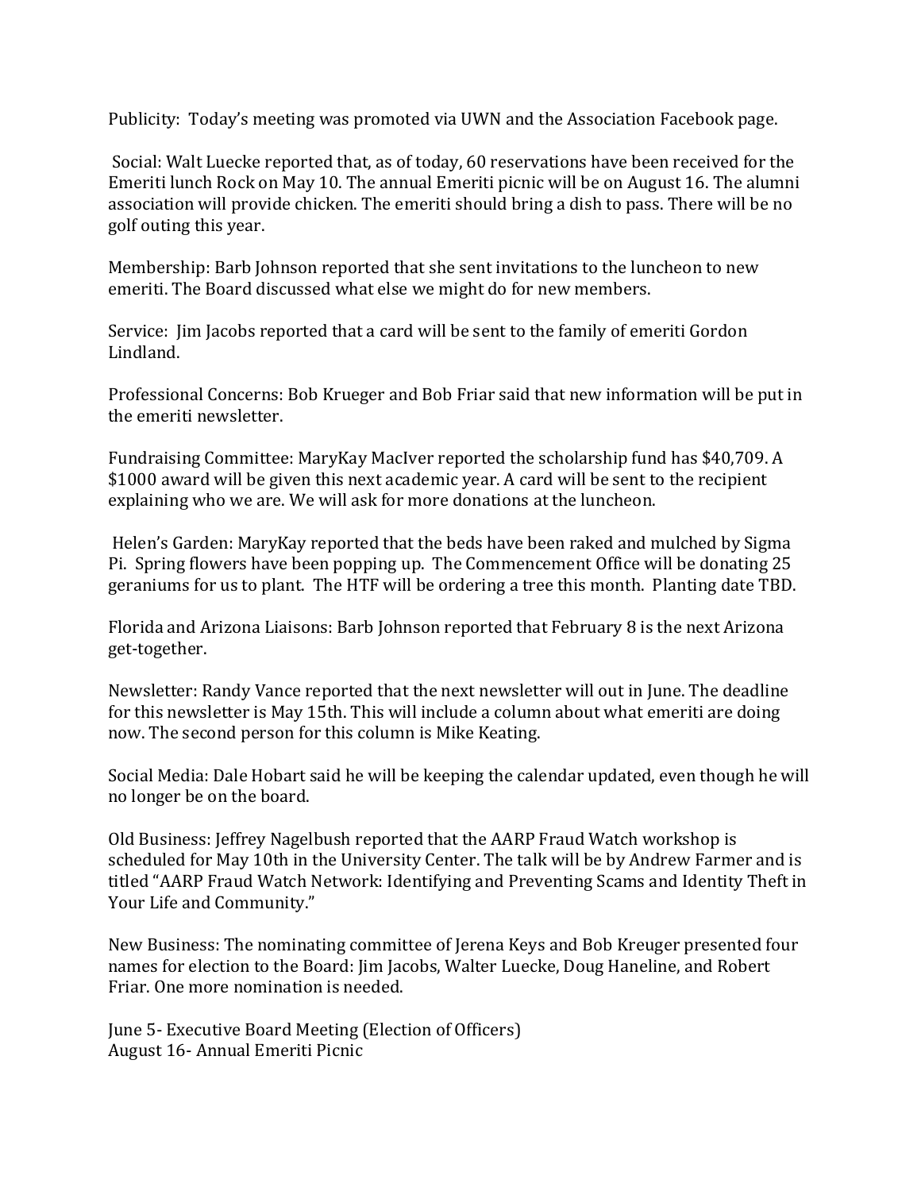Publicity: Today's meeting was promoted via UWN and the Association Facebook page.

Social: Walt Luecke reported that, as of today, 60 reservations have been received for the Emeriti lunch Rock on May 10. The annual Emeriti picnic will be on August 16. The alumni association will provide chicken. The emeriti should bring a dish to pass. There will be no golf outing this year.

Membership: Barb Johnson reported that she sent invitations to the luncheon to new emeriti. The Board discussed what else we might do for new members.

Service: Jim Jacobs reported that a card will be sent to the family of emeriti Gordon Lindland.

Professional Concerns: Bob Krueger and Bob Friar said that new information will be put in the emeriti newsletter.

Fundraising Committee: MaryKay MacIver reported the scholarship fund has $40,709. A $1000 award will be given this next academic year. A card will be sent to the recipient explaining who we are. We will ask for more donations at the luncheon.

Helen's Garden: MaryKay reported that the beds have been raked and mulched by Sigma Pi. Spring flowers have been popping up. The Commencement Office will be donating 25 geraniums for us to plant. The HTF will be ordering a tree this month. Planting date TBD.

Florida and Arizona Liaisons: Barb Johnson reported that February 8 is the next Arizona get-together.

Newsletter: Randy Vance reported that the next newsletter will out in June. The deadline for this newsletter is May 15th. This will include a column about what emeriti are doing now. The second person for this column is Mike Keating.

Social Media: Dale Hobart said he will be keeping the calendar updated, even though he will no longer be on the board.

Old Business: Jeffrey Nagelbush reported that the AARP Fraud Watch workshop is scheduled for May 10th in the University Center. The talk will be by Andrew Farmer and is titled "AARP Fraud Watch Network: Identifying and Preventing Scams and Identity Theft in Your Life and Community."

New Business: The nominating committee of Jerena Keys and Bob Kreuger presented four names for election to the Board: Jim Jacobs, Walter Luecke, Doug Haneline, and Robert Friar. One more nomination is needed.

June 5- Executive Board Meeting (Election of Officers)
August 16- Annual Emeriti Picnic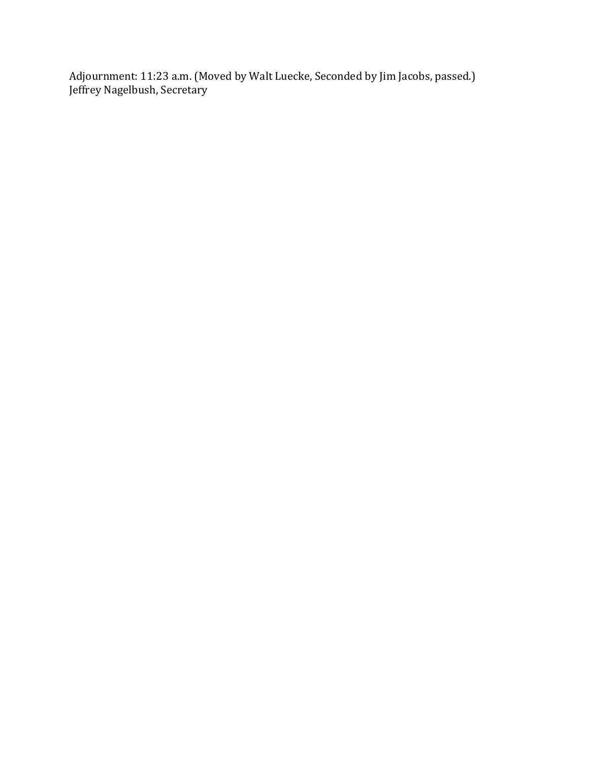Adjournment: 11:23 a.m. (Moved by Walt Luecke, Seconded by Jim Jacobs, passed.)
Jeffrey Nagelbush, Secretary